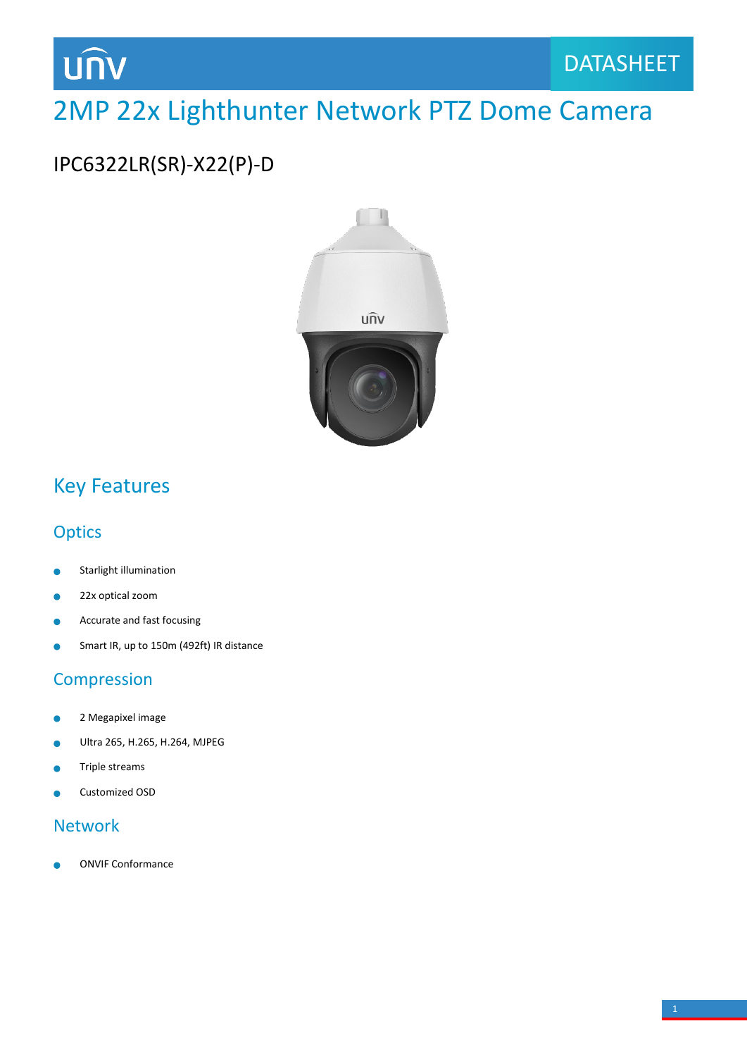UNV

DATASHEET

# 2MP 22x Lighthunter Network PTZ Dome Camera

IPC6322LR(SR)-X22(P)-D

## Key Features

### Optics

- Starlight illumination
- 22x optical zoom
- Accurate and fast focusing
- Smart IR, up to 150m (492ft) IR distance

### Compression

- 2 Megapixel image
- Ultra 265, H.265, H.264, MJPEG
- Triple streams
- Customized OSD

### Network

- ONVIF Conformance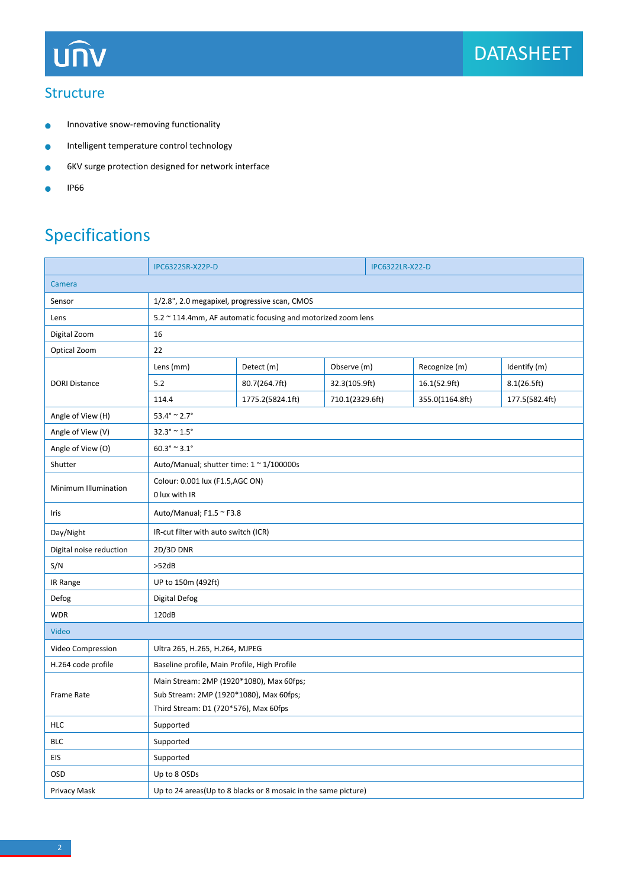## Structure

- Innovative snow-removing functionality
- Intelligent temperature control technology
- 6KV surge protection designed for network interface
- IP66

# Specifications

| | IPC6322SR-X22P-D | | IPC6322LR-X22-D | | |
|---|---|---|---|---|---|
| **Camera** | | | | | |
| Sensor | 1/2.8", 2.0 megapixel, progressive scan, CMOS | | | | |
| Lens | 5.2 ~ 114.4mm, AF automatic focusing and motorized zoom lens | | | | |
| Digital Zoom | 16 | | | | |
| Optical Zoom | 22 | | | | |
| DORI Distance | Lens (mm) | Detect (m) | Observe (m) | Recognize (m) | Identify (m) |
| | 5.2 | 80.7(264.7ft) | 32.3(105.9ft) | 16.1(52.9ft) | 8.1(26.5ft) |
| | 114.4 | 1775.2(5824.1ft) | 710.1(2329.6ft) | 355.0(1164.8ft) | 177.5(582.4ft) |
| Angle of View (H) | 53.4° ~ 2.7° | | | | |
| Angle of View (V) | 32.3° ~ 1.5° | | | | |
| Angle of View (O) | 60.3° ~ 3.1° | | | | |
| Shutter | Auto/Manual; shutter time: 1 ~ 1/100000s | | | | |
| Minimum Illumination | Colour: 0.001 lux (F1.5,AGC ON)<br>0 lux with IR | | | | |
| Iris | Auto/Manual; F1.5 ~ F3.8 | | | | |
| Day/Night | IR-cut filter with auto switch (ICR) | | | | |
| Digital noise reduction | 2D/3D DNR | | | | |
| S/N | >52dB | | | | |
| IR Range | UP to 150m (492ft) | | | | |
| Defog | Digital Defog | | | | |
| WDR | 120dB | | | | |
| **Video** | | | | | |
| Video Compression | Ultra 265, H.265, H.264, MJPEG | | | | |
| H.264 code profile | Baseline profile, Main Profile, High Profile | | | | |
| Frame Rate | Main Stream: 2MP (1920*1080), Max 60fps;<br>Sub Stream: 2MP (1920*1080), Max 60fps;<br>Third Stream: D1 (720*576), Max 60fps | | | | |
| HLC | Supported | | | | |
| BLC | Supported | | | | |
| EIS | Supported | | | | |
| OSD | Up to 8 OSDs | | | | |
| Privacy Mask | Up to 24 areas(Up to 8 blacks or 8 mosaic in the same picture) | | | | |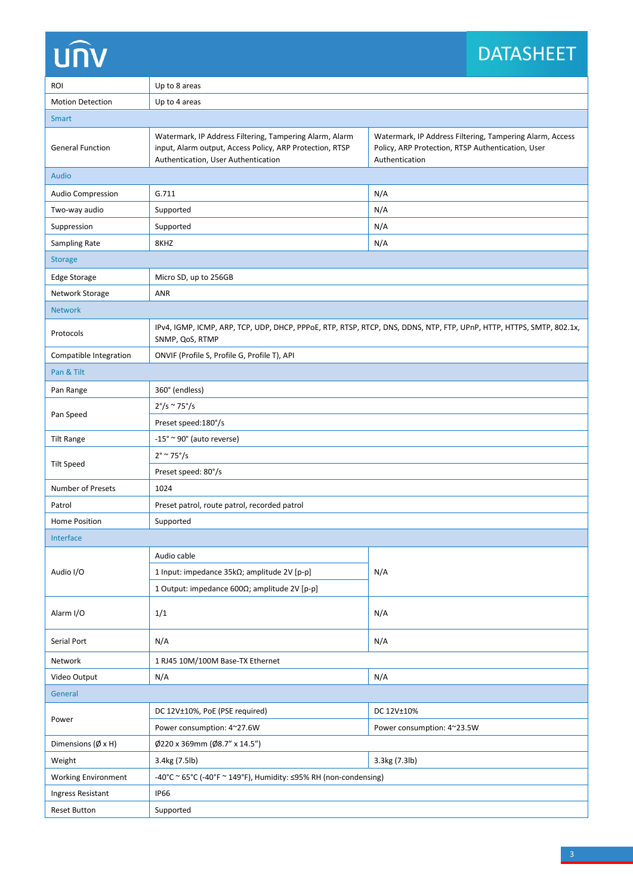| | | |
|---|---|---|
| ROI | Up to 8 areas | |
| Motion Detection | Up to 4 areas | |
| **Smart** | | |
| General Function | Watermark, IP Address Filtering, Tampering Alarm, Alarm input, Alarm output, Access Policy, ARP Protection, RTSP Authentication, User Authentication | Watermark, IP Address Filtering, Tampering Alarm, Access Policy, ARP Protection, RTSP Authentication, User Authentication |
| **Audio** | | |
| Audio Compression | G.711 | N/A |
| Two-way audio | Supported | N/A |
| Suppression | Supported | N/A |
| Sampling Rate | 8KHZ | N/A |
| **Storage** | | |
| Edge Storage | Micro SD, up to 256GB | |
| Network Storage | ANR | |
| **Network** | | |
| Protocols | IPv4, IGMP, ICMP, ARP, TCP, UDP, DHCP, PPPoE, RTP, RTSP, RTCP, DNS, DDNS, NTP, FTP, UPnP, HTTP, HTTPS, SMTP, 802.1x, SNMP, QoS, RTMP | |
| Compatible Integration | ONVIF (Profile S, Profile G, Profile T), API | |
| **Pan & Tilt** | | |
| Pan Range | 360° (endless) | |
| Pan Speed | 2°/s ~ 75°/s | |
| | Preset speed:180°/s | |
| Tilt Range | -15° ~ 90° (auto reverse) | |
| Tilt Speed | 2° ~ 75°/s | |
| | Preset speed: 80°/s | |
| Number of Presets | 1024 | |
| Patrol | Preset patrol, route patrol, recorded patrol | |
| Home Position | Supported | |
| **Interface** | | |
| Audio I/O | Audio cable | N/A |
| | 1 Input: impedance 35kΩ; amplitude 2V [p-p] | |
| | 1 Output: impedance 600Ω; amplitude 2V [p-p] | |
| Alarm I/O | 1/1 | N/A |
| Serial Port | N/A | N/A |
| Network | 1 RJ45 10M/100M Base-TX Ethernet | |
| Video Output | N/A | N/A |
| **General** | | |
| Power | DC 12V±10%, PoE (PSE required) | DC 12V±10% |
| | Power consumption: 4~27.6W | Power consumption: 4~23.5W |
| Dimensions (Ø x H) | Ø220 x 369mm (Ø8.7" x 14.5") | |
| Weight | 3.4kg (7.5lb) | 3.3kg (7.3lb) |
| Working Environment | -40°C ~ 65°C (-40°F ~ 149°F), Humidity: ≤95% RH (non-condensing) | |
| Ingress Resistant | IP66 | |
| Reset Button | Supported | |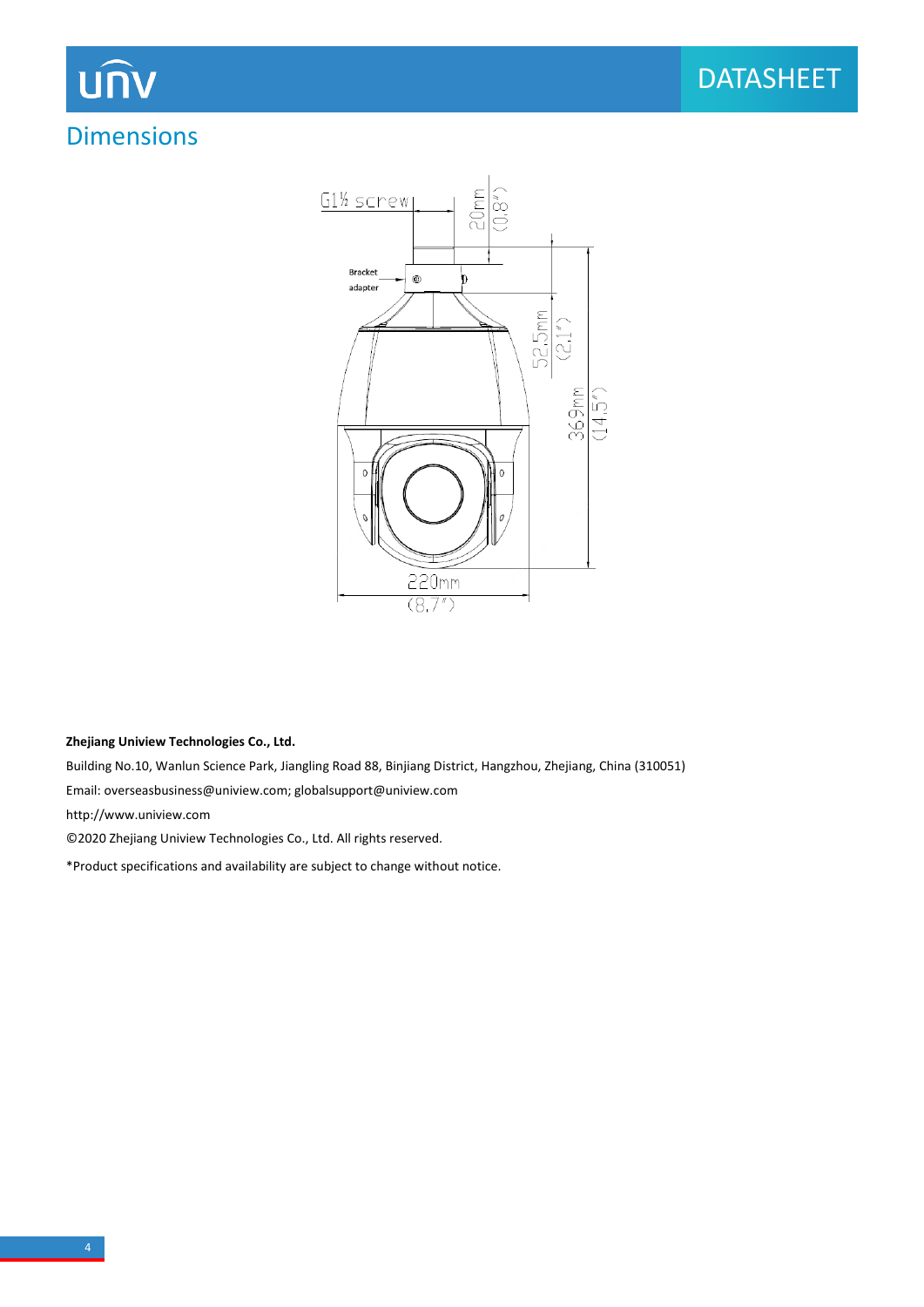## Dimensions

G1½ screw

20mm
(0.8")

Bracket adapter

52.5mm
(2.1")

369mm
(14.5")

220mm
(8.7")

**Zhejiang Uniview Technologies Co., Ltd.**

Building No.10, Wanlun Science Park, Jiangling Road 88, Binjiang District, Hangzhou, Zhejiang, China (310051)

Email: overseasbusiness@uniview.com; globalsupport@uniview.com

http://www.uniview.com

©2020 Zhejiang Uniview Technologies Co., Ltd. All rights reserved.

*Product specifications and availability are subject to change without notice.